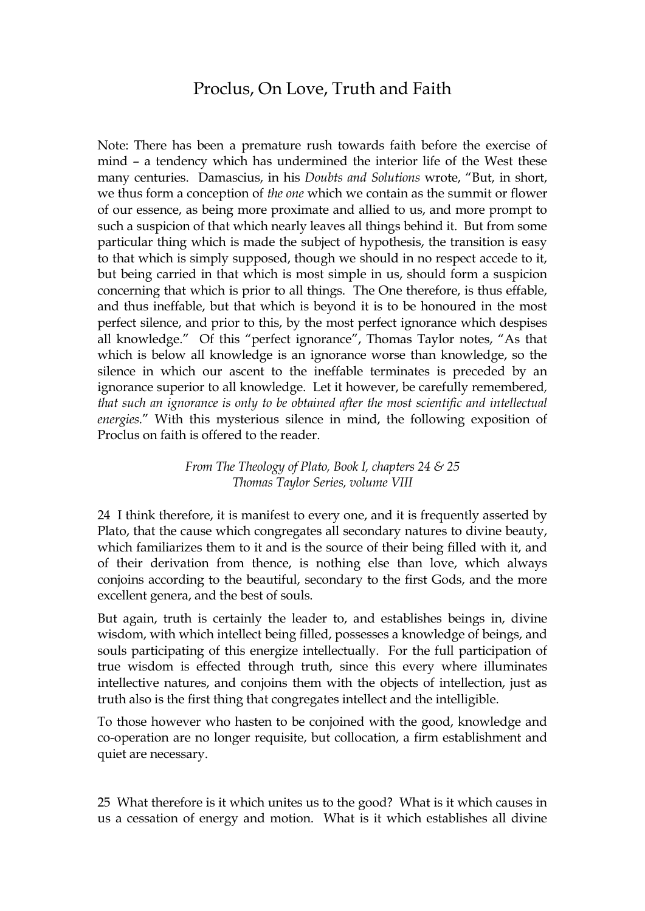# Proclus, On Love, Truth and Faith

Note: There has been a premature rush towards faith before the exercise of mind – a tendency which has undermined the interior life of the West these many centuries. Damascius, in his *Doubts and Solutions* wrote, "But, in short, we thus form a conception of *the one* which we contain as the summit or flower of our essence, as being more proximate and allied to us, and more prompt to such a suspicion of that which nearly leaves all things behind it. But from some particular thing which is made the subject of hypothesis, the transition is easy to that which is simply supposed, though we should in no respect accede to it, but being carried in that which is most simple in us, should form a suspicion concerning that which is prior to all things. The One therefore, is thus effable, and thus ineffable, but that which is beyond it is to be honoured in the most perfect silence, and prior to this, by the most perfect ignorance which despises all knowledge." Of this "perfect ignorance", Thomas Taylor notes, "As that which is below all knowledge is an ignorance worse than knowledge, so the silence in which our ascent to the ineffable terminates is preceded by an ignorance superior to all knowledge. Let it however, be carefully remembered, *that such an ignorance is only to be obtained after the most scientific and intellectual energies.*" With this mysterious silence in mind, the following exposition of Proclus on faith is offered to the reader.

*From The Theology of Plato, Book I, chapters 24 & 25*
*Thomas Taylor Series, volume VIII*

24 I think therefore, it is manifest to every one, and it is frequently asserted by Plato, that the cause which congregates all secondary natures to divine beauty, which familiarizes them to it and is the source of their being filled with it, and of their derivation from thence, is nothing else than love, which always conjoins according to the beautiful, secondary to the first Gods, and the more excellent genera, and the best of souls.

But again, truth is certainly the leader to, and establishes beings in, divine wisdom, with which intellect being filled, possesses a knowledge of beings, and souls participating of this energize intellectually. For the full participation of true wisdom is effected through truth, since this every where illuminates intellective natures, and conjoins them with the objects of intellection, just as truth also is the first thing that congregates intellect and the intelligible.

To those however who hasten to be conjoined with the good, knowledge and co-operation are no longer requisite, but collocation, a firm establishment and quiet are necessary.

25 What therefore is it which unites us to the good? What is it which causes in us a cessation of energy and motion. What is it which establishes all divine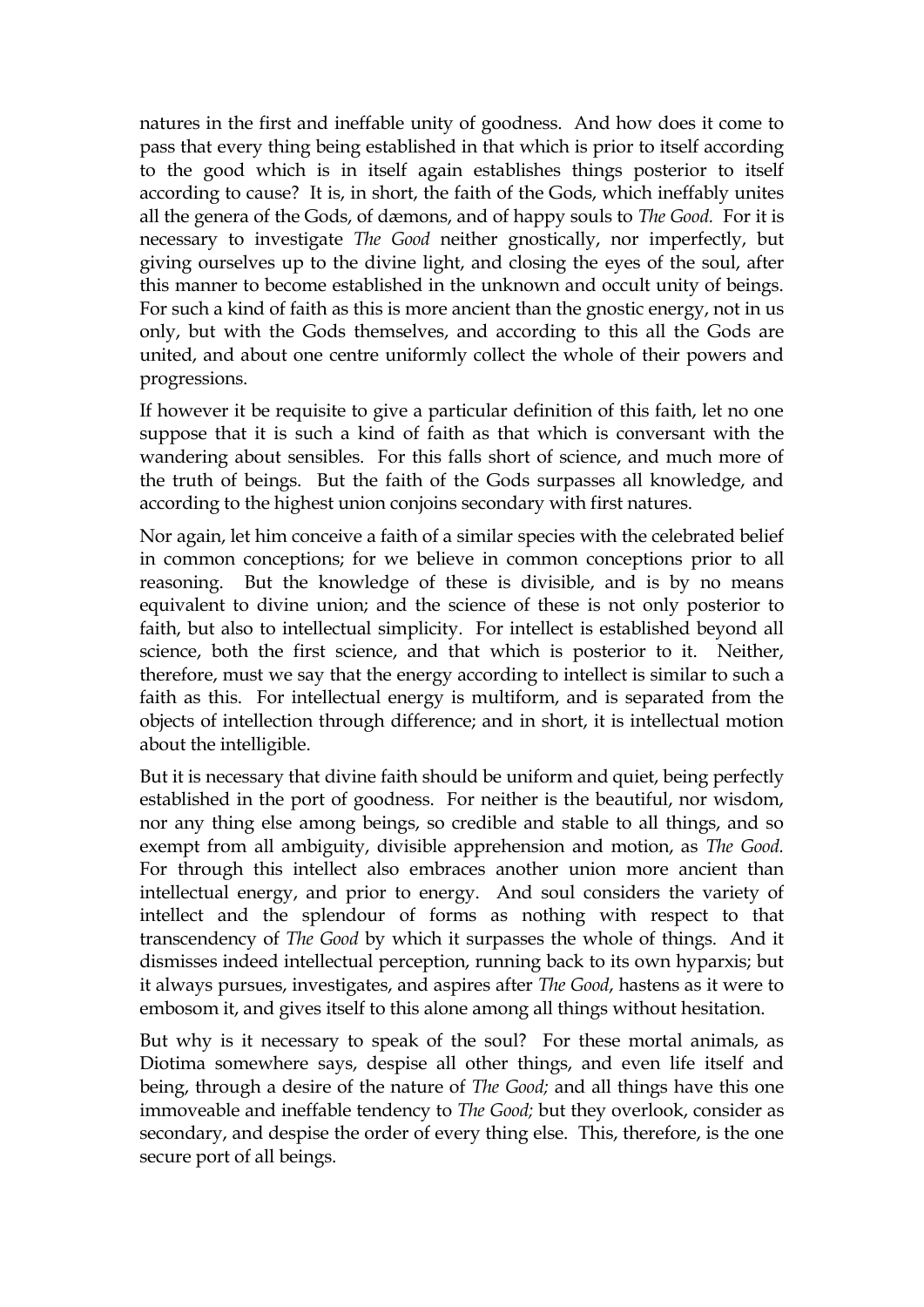natures in the first and ineffable unity of goodness. And how does it come to pass that every thing being established in that which is prior to itself according to the good which is in itself again establishes things posterior to itself according to cause? It is, in short, the faith of the Gods, which ineffably unites all the genera of the Gods, of dæmons, and of happy souls to *The Good*. For it is necessary to investigate *The Good* neither gnostically, nor imperfectly, but giving ourselves up to the divine light, and closing the eyes of the soul, after this manner to become established in the unknown and occult unity of beings. For such a kind of faith as this is more ancient than the gnostic energy, not in us only, but with the Gods themselves, and according to this all the Gods are united, and about one centre uniformly collect the whole of their powers and progressions.

If however it be requisite to give a particular definition of this faith, let no one suppose that it is such a kind of faith as that which is conversant with the wandering about sensibles. For this falls short of science, and much more of the truth of beings. But the faith of the Gods surpasses all knowledge, and according to the highest union conjoins secondary with first natures.

Nor again, let him conceive a faith of a similar species with the celebrated belief in common conceptions; for we believe in common conceptions prior to all reasoning. But the knowledge of these is divisible, and is by no means equivalent to divine union; and the science of these is not only posterior to faith, but also to intellectual simplicity. For intellect is established beyond all science, both the first science, and that which is posterior to it. Neither, therefore, must we say that the energy according to intellect is similar to such a faith as this. For intellectual energy is multiform, and is separated from the objects of intellection through difference; and in short, it is intellectual motion about the intelligible.

But it is necessary that divine faith should be uniform and quiet, being perfectly established in the port of goodness. For neither is the beautiful, nor wisdom, nor any thing else among beings, so credible and stable to all things, and so exempt from all ambiguity, divisible apprehension and motion, as *The Good*. For through this intellect also embraces another union more ancient than intellectual energy, and prior to energy. And soul considers the variety of intellect and the splendour of forms as nothing with respect to that transcendency of *The Good* by which it surpasses the whole of things. And it dismisses indeed intellectual perception, running back to its own hyparxis; but it always pursues, investigates, and aspires after *The Good*, hastens as it were to embosom it, and gives itself to this alone among all things without hesitation.

But why is it necessary to speak of the soul? For these mortal animals, as Diotima somewhere says, despise all other things, and even life itself and being, through a desire of the nature of *The Good;* and all things have this one immoveable and ineffable tendency to *The Good;* but they overlook, consider as secondary, and despise the order of every thing else. This, therefore, is the one secure port of all beings.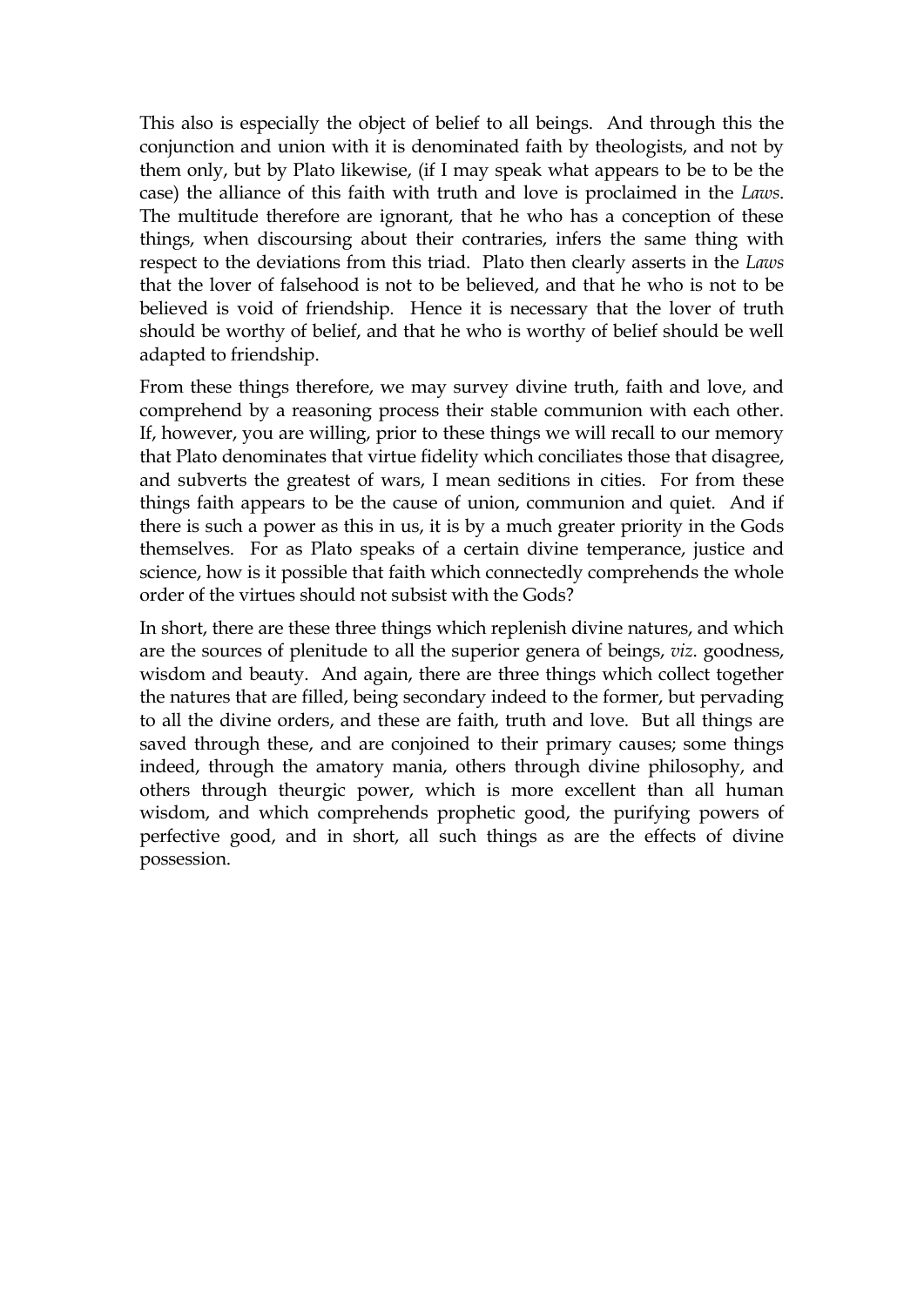This also is especially the object of belief to all beings. And through this the conjunction and union with it is denominated faith by theologists, and not by them only, but by Plato likewise, (if I may speak what appears to be to be the case) the alliance of this faith with truth and love is proclaimed in the *Laws*. The multitude therefore are ignorant, that he who has a conception of these things, when discoursing about their contraries, infers the same thing with respect to the deviations from this triad. Plato then clearly asserts in the *Laws* that the lover of falsehood is not to be believed, and that he who is not to be believed is void of friendship. Hence it is necessary that the lover of truth should be worthy of belief, and that he who is worthy of belief should be well adapted to friendship.

From these things therefore, we may survey divine truth, faith and love, and comprehend by a reasoning process their stable communion with each other. If, however, you are willing, prior to these things we will recall to our memory that Plato denominates that virtue fidelity which conciliates those that disagree, and subverts the greatest of wars, I mean seditions in cities. For from these things faith appears to be the cause of union, communion and quiet. And if there is such a power as this in us, it is by a much greater priority in the Gods themselves. For as Plato speaks of a certain divine temperance, justice and science, how is it possible that faith which connectedly comprehends the whole order of the virtues should not subsist with the Gods?

In short, there are these three things which replenish divine natures, and which are the sources of plenitude to all the superior genera of beings, *viz*. goodness, wisdom and beauty. And again, there are three things which collect together the natures that are filled, being secondary indeed to the former, but pervading to all the divine orders, and these are faith, truth and love. But all things are saved through these, and are conjoined to their primary causes; some things indeed, through the amatory mania, others through divine philosophy, and others through theurgic power, which is more excellent than all human wisdom, and which comprehends prophetic good, the purifying powers of perfective good, and in short, all such things as are the effects of divine possession.